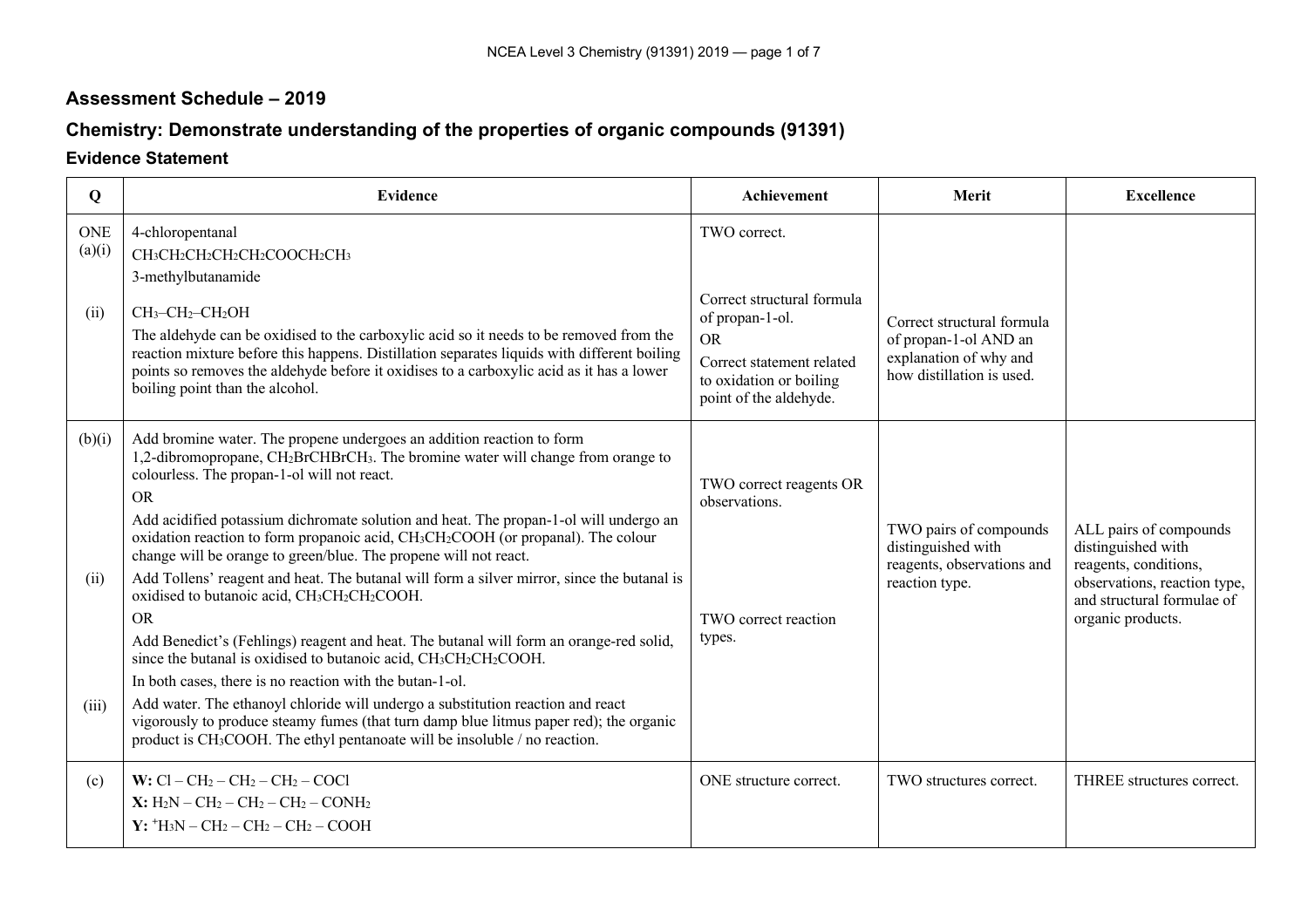## Assessment Schedule – 2019

## Chemistry: Demonstrate understanding of the properties of organic compounds (91391)

### Evidence Statement

| Q | Evidence | Achievement | Merit | Excellence |
|---|---|---|---|---|
| ONE (a)(i) | 4-chloropentanal<br>$CH_3CH_2CH_2CH_2CH_2COOCH_2CH_3$<br>3-methylbutanamide | TWO correct. | | |
| (ii) | $CH_3–CH_2–CH_2OH$<br>The aldehyde can be oxidised to the carboxylic acid so it needs to be removed from the reaction mixture before this happens. Distillation separates liquids with different boiling points so removes the aldehyde before it oxidises to a carboxylic acid as it has a lower boiling point than the alcohol. | Correct structural formula of propan-1-ol.<br>OR<br>Correct statement related to oxidation or boiling point of the aldehyde. | Correct structural formula of propan-1-ol AND an explanation of why and how distillation is used. | |
| (b)(i) | Add bromine water. The propene undergoes an addition reaction to form 1,2-dibromopropane, $CH_2BrCHBrCH_3$. The bromine water will change from orange to colourless. The propan-1-ol will not react.<br>OR<br>Add acidified potassium dichromate solution and heat. The propan-1-ol will undergo an oxidation reaction to form propanoic acid, $CH_3CH_2COOH$ (or propanal). The colour change will be orange to green/blue. The propene will not react. | TWO correct reagents OR observations. | TWO pairs of compounds distinguished with reagents, observations and reaction type. | ALL pairs of compounds distinguished with reagents, conditions, observations, reaction type, and structural formulae of organic products. |
| (ii) | Add Tollens' reagent and heat. The butanal will form a silver mirror, since the butanal is oxidised to butanoic acid, $CH_3CH_2CH_2COOH$.<br>OR<br>Add Benedict's (Fehlings) reagent and heat. The butanal will form an orange-red solid, since the butanal is oxidised to butanoic acid, $CH_3CH_2CH_2COOH$.<br>In both cases, there is no reaction with the butan-1-ol. | TWO correct reaction types. | | |
| (iii) | Add water. The ethanoyl chloride will undergo a substitution reaction and react vigorously to produce steamy fumes (that turn damp blue litmus paper red); the organic product is $CH_3COOH$. The ethyl pentanoate will be insoluble / no reaction. | | | |
| (c) | **W:** $Cl – CH_2 – CH_2 – CH_2 – COCl$<br>**X:** $H_2N – CH_2 – CH_2 – CH_2 – CONH_2$<br>**Y:** $^{+}H_3N – CH_2 – CH_2 – CH_2 – COOH$ | ONE structure correct. | TWO structures correct. | THREE structures correct. |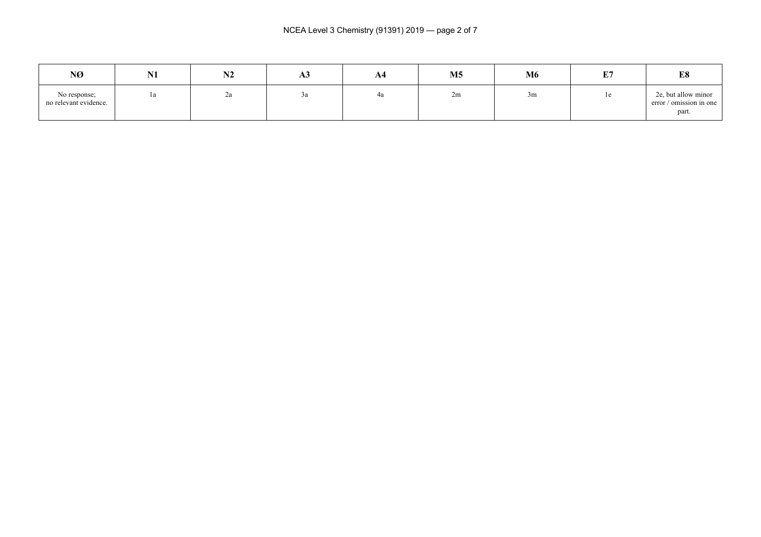| NØ | N1 | N2 | A3 | A4 | M5 | M6 | E7 | E8 |
|---|---|---|---|---|---|---|---|---|
| No response; no relevant evidence. | 1a | 2a | 3a | 4a | 2m | 3m | 1e | 2e, but allow minor error / omission in one part. |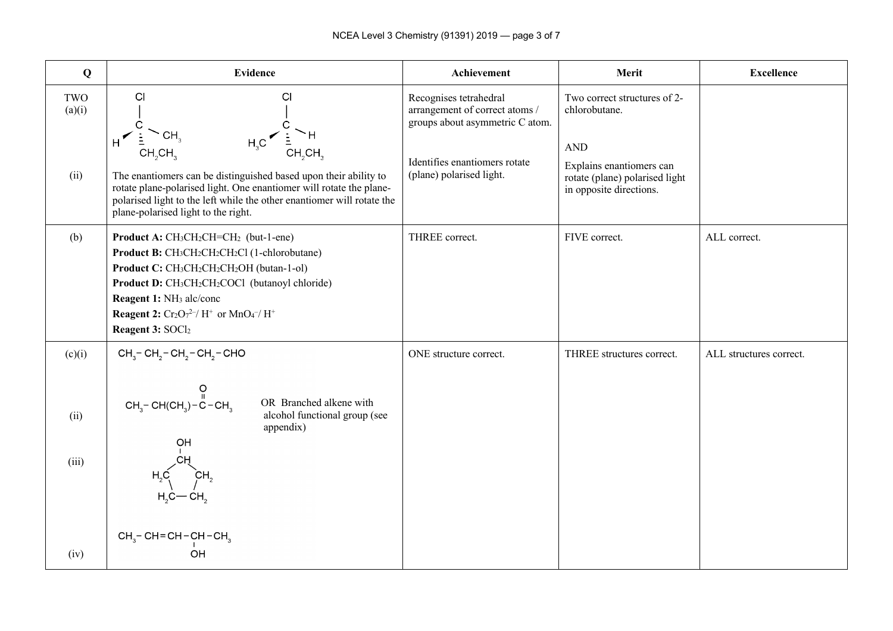| Q | Evidence | Achievement | Merit | Excellence |
|---|---|---|---|---|
| TWO (a)(i) | Two 3D structures of 2-chlorobutane: C with Cl (up), H (wedge), $CH_3$, $CH_2CH_3$ (dash); and C with Cl (up), $H_3C$ (wedge), H, $CH_2CH_3$ (dash) | Recognises tetrahedral arrangement of correct atoms / groups about asymmetric C atom. | Two correct structures of 2-chlorobutane. | |
| (ii) | The enantiomers can be distinguished based upon their ability to rotate plane-polarised light. One enantiomer will rotate the plane-polarised light to the left while the other enantiomer will rotate the plane-polarised light to the right. | Identifies enantiomers rotate (plane) polarised light. | AND Explains enantiomers can rotate (plane) polarised light in opposite directions. | |
| (b) | **Product A:** $CH_3CH_2CH{=}CH_2$ (but-1-ene)<br>**Product B:** $CH_3CH_2CH_2CH_2Cl$ (1-chlorobutane)<br>**Product C:** $CH_3CH_2CH_2CH_2OH$ (butan-1-ol)<br>**Product D:** $CH_3CH_2CH_2COCl$ (butanoyl chloride)<br>**Reagent 1:** $NH_3$ alc/conc<br>**Reagent 2:** $Cr_2O_7^{2-}$/ $H^+$ or $MnO_4^-$/ $H^+$<br>**Reagent 3:** $SOCl_2$ | THREE correct. | FIVE correct. | ALL correct. |
| (c)(i) | $CH_3-CH_2-CH_2-CH_2-CHO$ | ONE structure correct. | THREE structures correct. | ALL structures correct. |
| (ii) | $CH_3-CH(CH_3)-C(=O)-CH_3$ OR Branched alkene with alcohol functional group (see appendix) | | | |
| (iii) | Cyclopentanol: ring of $CH$(OH), $CH_2$, $CH_2$, $CH_2$, $CH_2$ | | | |
| (iv) | $CH_3-CH{=}CH-CH(OH)-CH_3$ | | | |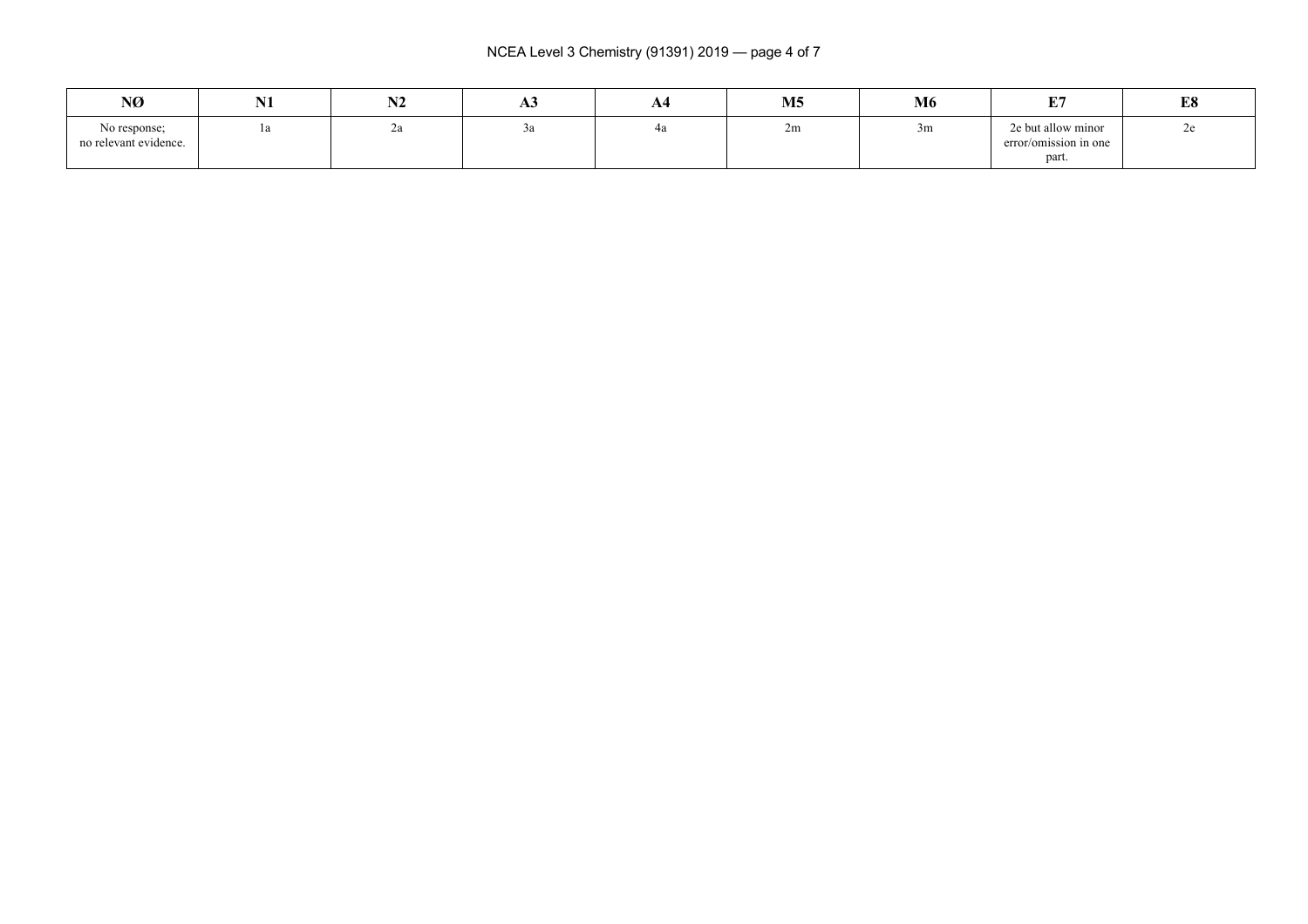| NØ | N1 | N2 | A3 | A4 | M5 | M6 | E7 | E8 |
|---|---|---|---|---|---|---|---|---|
| No response; no relevant evidence. | 1a | 2a | 3a | 4a | 2m | 3m | 2e but allow minor error/omission in one part. | 2e |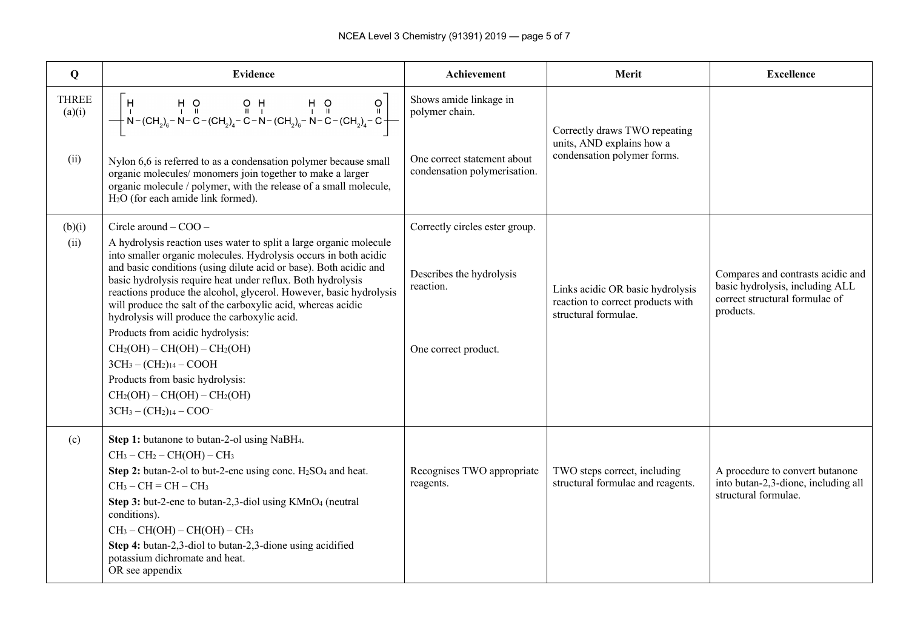| Q | Evidence | Achievement | Merit | Excellence |
|---|---|---|---|---|
| THREE (a)(i) | $-[N(H)-(CH_2)_6-N(H)-C(=O)-(CH_2)_4-C(=O)-N(H)-(CH_2)_6-N(H)-C(=O)-(CH_2)_4-C(=O)]-$ | Shows amide linkage in polymer chain. | Correctly draws TWO repeating units, AND explains how a condensation polymer forms. | |
| (ii) | Nylon 6,6 is referred to as a condensation polymer because small organic molecules/ monomers join together to make a larger organic molecule / polymer, with the release of a small molecule, $H_2O$ (for each amide link formed). | One correct statement about condensation polymerisation. | | |
| (b)(i) | Circle around – COO – | Correctly circles ester group. | | |
| (ii) | A hydrolysis reaction uses water to split a large organic molecule into smaller organic molecules. Hydrolysis occurs in both acidic and basic conditions (using dilute acid or base). Both acidic and basic hydrolysis require heat under reflux. Both hydrolysis reactions produce the alcohol, glycerol. However, basic hydrolysis will produce the salt of the carboxylic acid, whereas acidic hydrolysis will produce the carboxylic acid.<br>Products from acidic hydrolysis:<br>$CH_2(OH) – CH(OH) – CH_2(OH)$<br>$3CH_3 – (CH_2)_{14} – COOH$<br>Products from basic hydrolysis:<br>$CH_2(OH) – CH(OH) – CH_2(OH)$<br>$3CH_3 – (CH_2)_{14} – COO^–$ | Describes the hydrolysis reaction.<br><br>One correct product. | Links acidic OR basic hydrolysis reaction to correct products with structural formulae. | Compares and contrasts acidic and basic hydrolysis, including ALL correct structural formulae of products. |
| (c) | **Step 1:** butanone to butan-2-ol using $NaBH_4$.<br>$CH_3 – CH_2 – CH(OH) – CH_3$<br>**Step 2:** butan-2-ol to but-2-ene using conc. $H_2SO_4$ and heat.<br>$CH_3 – CH = CH – CH_3$<br>**Step 3:** but-2-ene to butan-2,3-diol using $KMnO_4$ (neutral conditions).<br>$CH_3 – CH(OH) – CH(OH) – CH_3$<br>**Step 4:** butan-2,3-diol to butan-2,3-dione using acidified potassium dichromate and heat.<br>OR see appendix | Recognises TWO appropriate reagents. | TWO steps correct, including structural formulae and reagents. | A procedure to convert butanone into butan-2,3-dione, including all structural formulae. |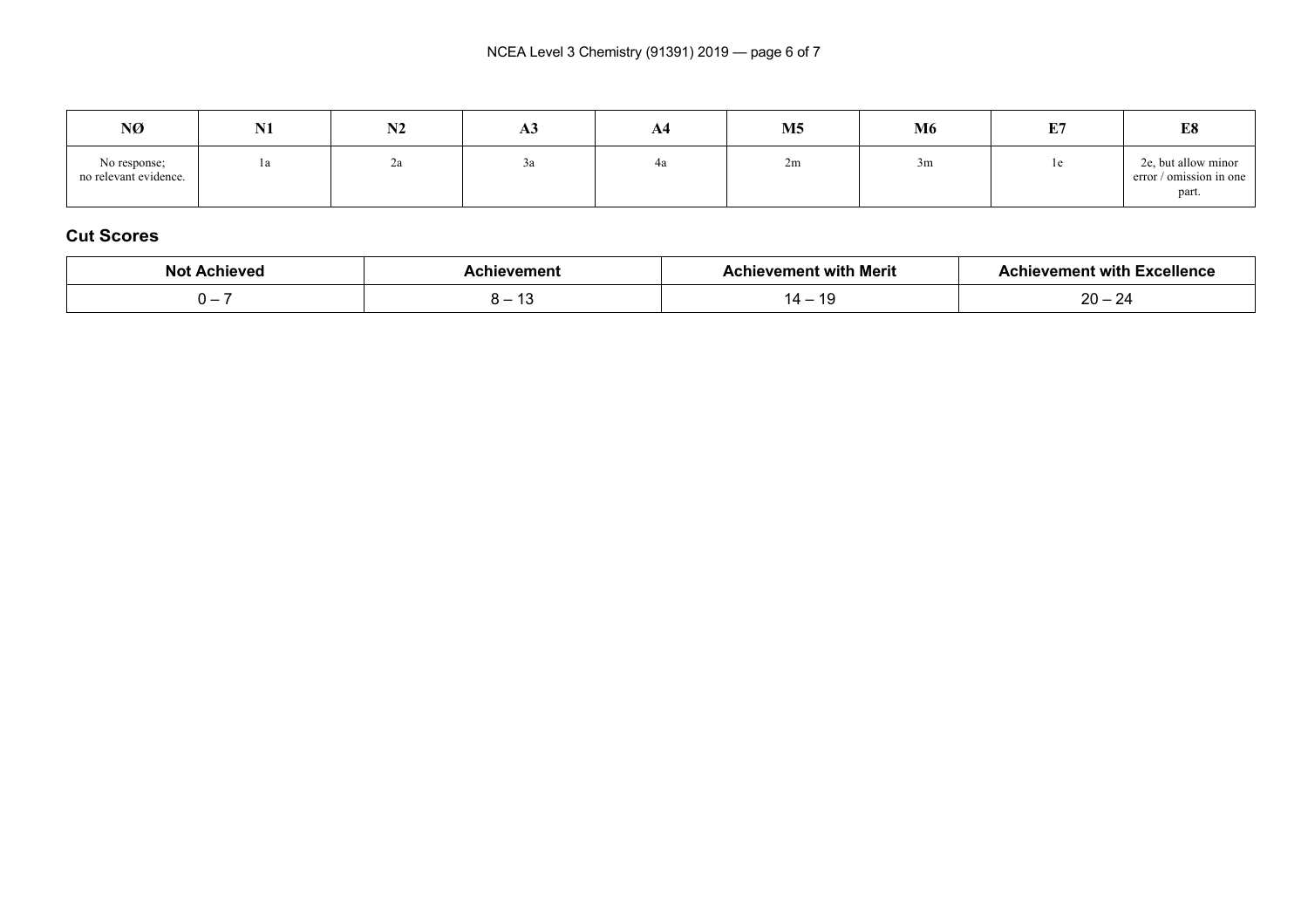| NØ | N1 | N2 | A3 | A4 | M5 | M6 | E7 | E8 |
|---|---|---|---|---|---|---|---|---|
| No response; no relevant evidence. | 1a | 2a | 3a | 4a | 2m | 3m | 1e | 2e, but allow minor error / omission in one part. |

### Cut Scores

| Not Achieved | Achievement | Achievement with Merit | Achievement with Excellence |
|---|---|---|---|
| 0 – 7 | 8 – 13 | 14 – 19 | 20 – 24 |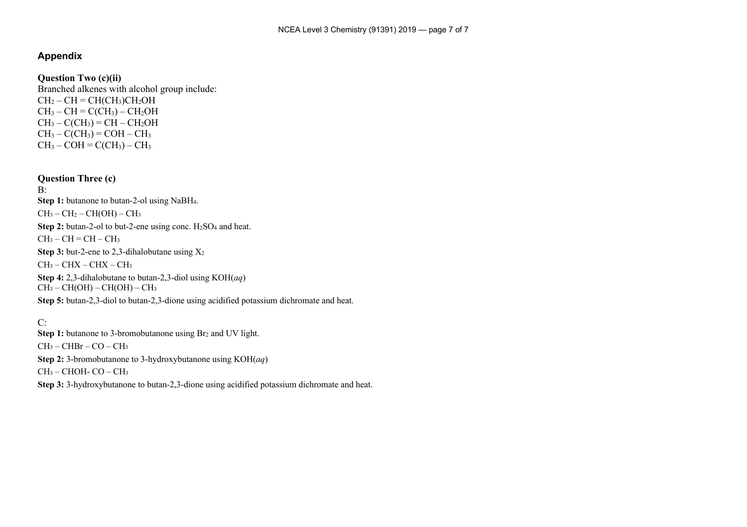## Appendix

### Question Two (c)(ii)

Branched alkenes with alcohol group include:

$CH_2 – CH = CH(CH_3)CH_2OH$

$CH_3 – CH = C(CH_3) – CH_2OH$

$CH_3 – C(CH_3) = CH – CH_2OH$

$CH_3 – C(CH_3) = COH – CH_3$

$CH_3 – COH = C(CH_3) – CH_3$

### Question Three (c)

B:

**Step 1:** butanone to butan-2-ol using $NaBH_4$.

$CH_3 – CH_2 – CH(OH) – CH_3$

**Step 2:** butan-2-ol to but-2-ene using conc. $H_2SO_4$ and heat.

$CH_3 – CH = CH – CH_3$

**Step 3:** but-2-ene to 2,3-dihalobutane using $X_2$

$CH_3 – CHX – CHX – CH_3$

**Step 4:** 2,3-dihalobutane to butan-2,3-diol using KOH(*aq*)

$CH_3 – CH(OH) – CH(OH) – CH_3$

**Step 5:** butan-2,3-diol to butan-2,3-dione using acidified potassium dichromate and heat.

C:

**Step 1:** butanone to 3-bromobutanone using $Br_2$ and UV light.

$CH_3 – CHBr – CO – CH_3$

**Step 2:** 3-bromobutanone to 3-hydroxybutanone using KOH(*aq*)

$CH_3 – CHOH- CO – CH_3$

**Step 3:** 3-hydroxybutanone to butan-2,3-dione using acidified potassium dichromate and heat.